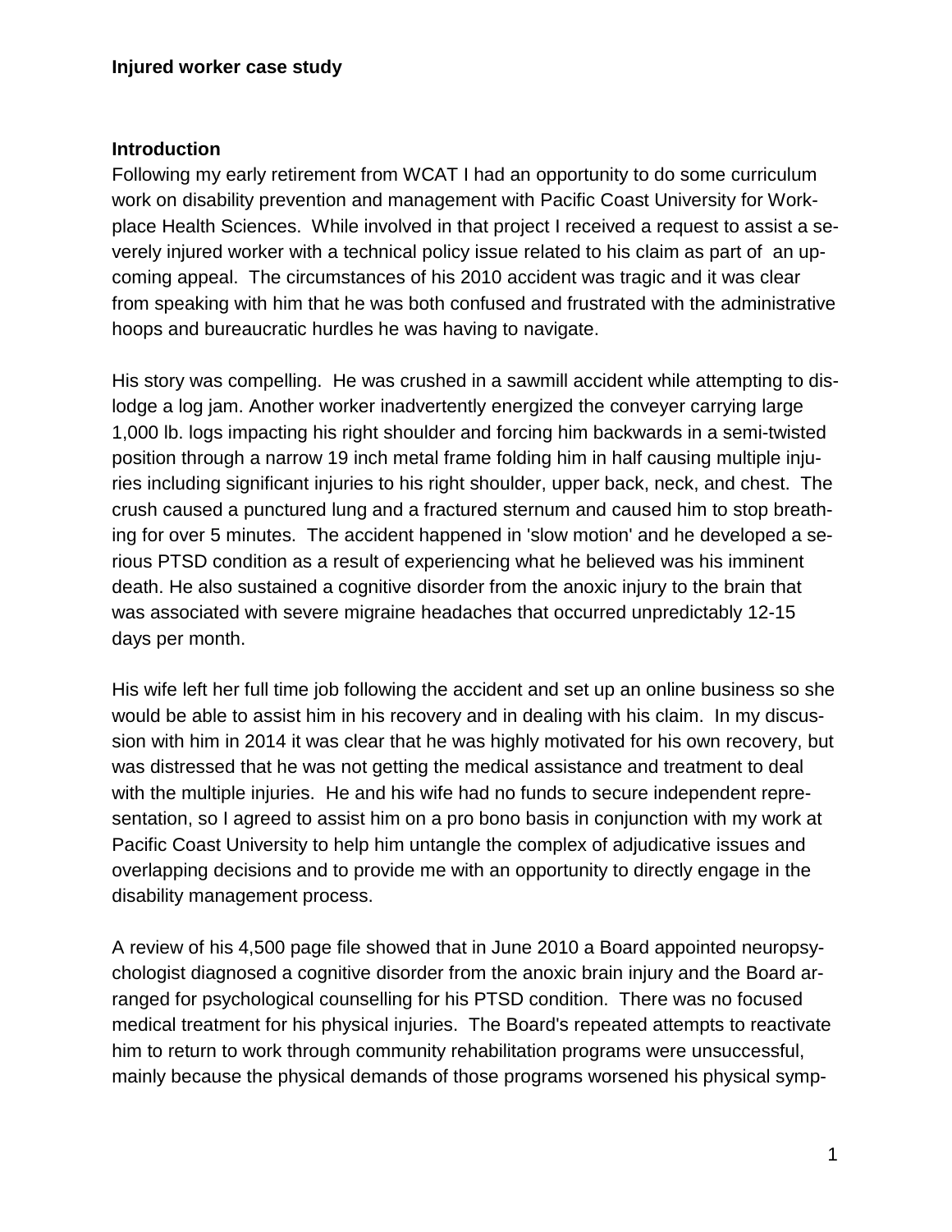**Injured worker case study**

**Introduction**

Following my early retirement from WCAT I had an opportunity to do some curriculum work on disability prevention and management with Pacific Coast University for Workplace Health Sciences. While involved in that project I received a request to assist a severely injured worker with a technical policy issue related to his claim as part of an upcoming appeal. The circumstances of his 2010 accident was tragic and it was clear from speaking with him that he was both confused and frustrated with the administrative hoops and bureaucratic hurdles he was having to navigate.

His story was compelling. He was crushed in a sawmill accident while attempting to dislodge a log jam. Another worker inadvertently energized the conveyer carrying large 1,000 lb. logs impacting his right shoulder and forcing him backwards in a semi-twisted position through a narrow 19 inch metal frame folding him in half causing multiple injuries including significant injuries to his right shoulder, upper back, neck, and chest. The crush caused a punctured lung and a fractured sternum and caused him to stop breathing for over 5 minutes. The accident happened in 'slow motion' and he developed a serious PTSD condition as a result of experiencing what he believed was his imminent death. He also sustained a cognitive disorder from the anoxic injury to the brain that was associated with severe migraine headaches that occurred unpredictably 12-15 days per month.

His wife left her full time job following the accident and set up an online business so she would be able to assist him in his recovery and in dealing with his claim. In my discussion with him in 2014 it was clear that he was highly motivated for his own recovery, but was distressed that he was not getting the medical assistance and treatment to deal with the multiple injuries. He and his wife had no funds to secure independent representation, so I agreed to assist him on a pro bono basis in conjunction with my work at Pacific Coast University to help him untangle the complex of adjudicative issues and overlapping decisions and to provide me with an opportunity to directly engage in the disability management process.

A review of his 4,500 page file showed that in June 2010 a Board appointed neuropsychologist diagnosed a cognitive disorder from the anoxic brain injury and the Board arranged for psychological counselling for his PTSD condition. There was no focused medical treatment for his physical injuries. The Board's repeated attempts to reactivate him to return to work through community rehabilitation programs were unsuccessful, mainly because the physical demands of those programs worsened his physical symp-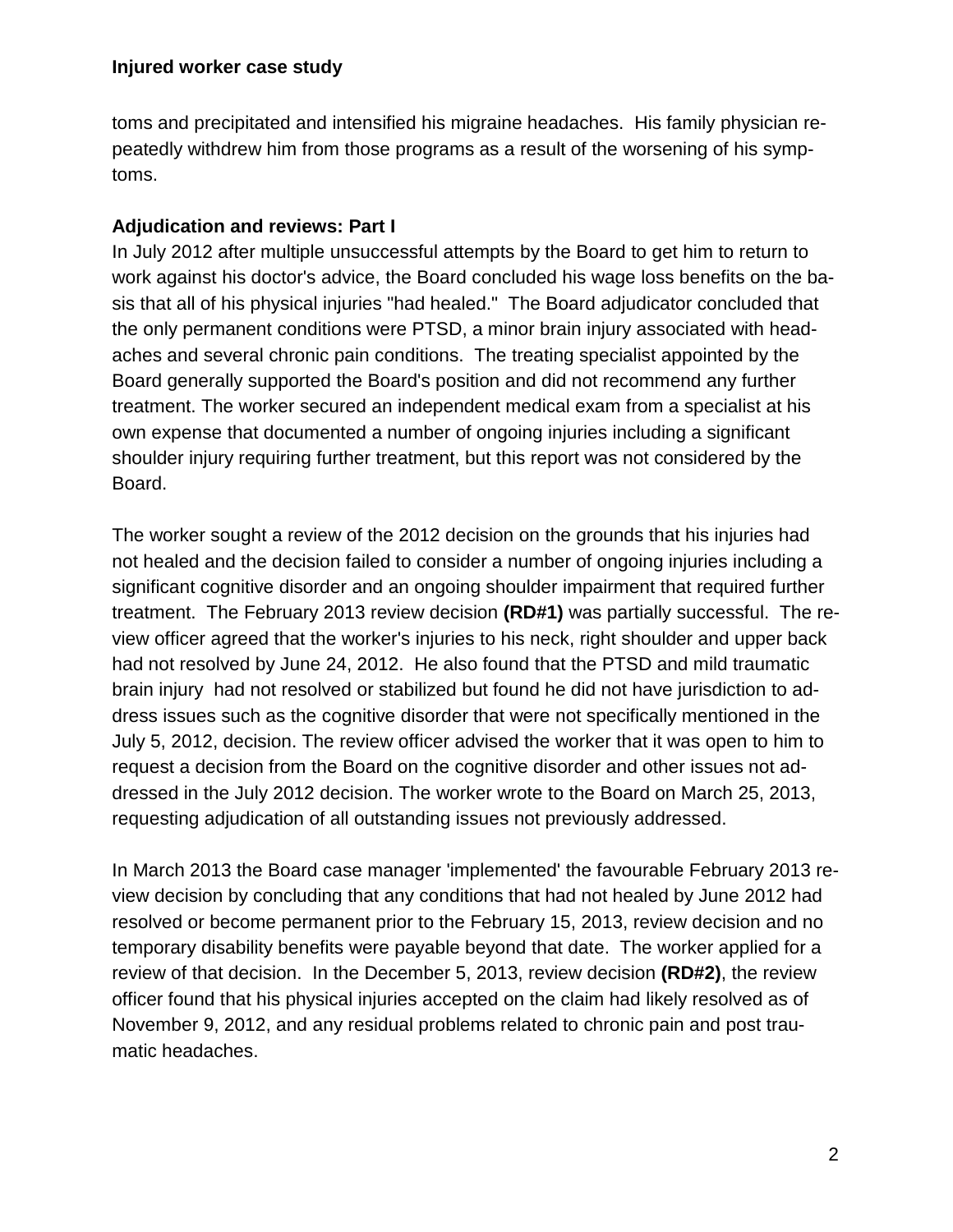toms and precipitated and intensified his migraine headaches. His family physician repeatedly withdrew him from those programs as a result of the worsening of his symptoms.

### Adjudication and reviews: Part I

In July 2012 after multiple unsuccessful attempts by the Board to get him to return to work against his doctor's advice, the Board concluded his wage loss benefits on the basis that all of his physical injuries "had healed." The Board adjudicator concluded that the only permanent conditions were PTSD, a minor brain injury associated with headaches and several chronic pain conditions. The treating specialist appointed by the Board generally supported the Board's position and did not recommend any further treatment. The worker secured an independent medical exam from a specialist at his own expense that documented a number of ongoing injuries including a significant shoulder injury requiring further treatment, but this report was not considered by the Board.

The worker sought a review of the 2012 decision on the grounds that his injuries had not healed and the decision failed to consider a number of ongoing injuries including a significant cognitive disorder and an ongoing shoulder impairment that required further treatment. The February 2013 review decision **(RD#1)** was partially successful. The review officer agreed that the worker's injuries to his neck, right shoulder and upper back had not resolved by June 24, 2012. He also found that the PTSD and mild traumatic brain injury had not resolved or stabilized but found he did not have jurisdiction to address issues such as the cognitive disorder that were not specifically mentioned in the July 5, 2012, decision. The review officer advised the worker that it was open to him to request a decision from the Board on the cognitive disorder and other issues not addressed in the July 2012 decision. The worker wrote to the Board on March 25, 2013, requesting adjudication of all outstanding issues not previously addressed.

In March 2013 the Board case manager 'implemented' the favourable February 2013 review decision by concluding that any conditions that had not healed by June 2012 had resolved or become permanent prior to the February 15, 2013, review decision and no temporary disability benefits were payable beyond that date. The worker applied for a review of that decision. In the December 5, 2013, review decision **(RD#2)**, the review officer found that his physical injuries accepted on the claim had likely resolved as of November 9, 2012, and any residual problems related to chronic pain and post traumatic headaches.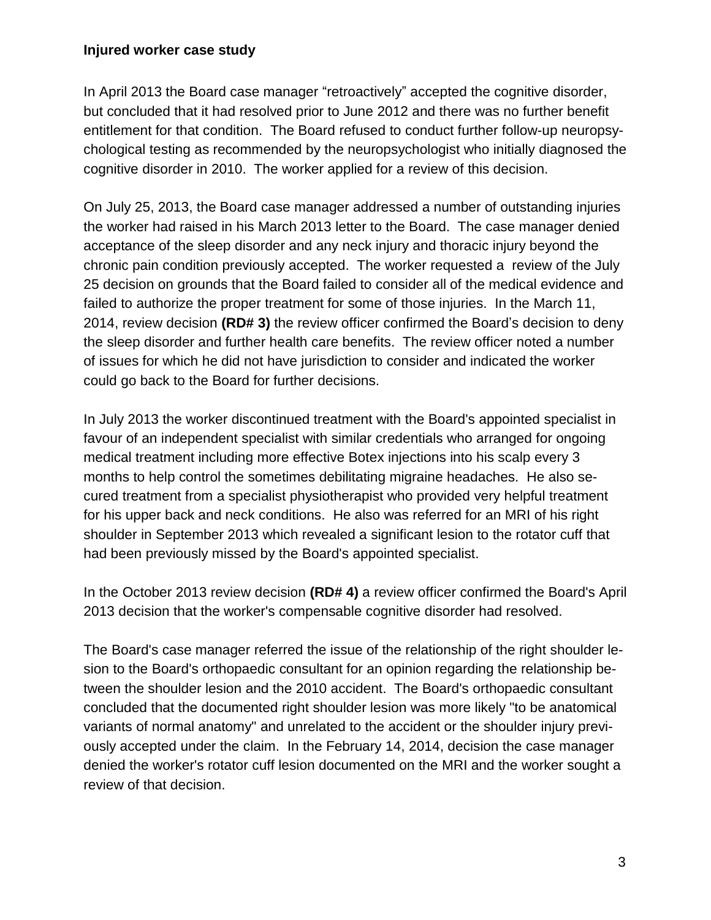**Injured worker case study**

In April 2013 the Board case manager "retroactively" accepted the cognitive disorder, but concluded that it had resolved prior to June 2012 and there was no further benefit entitlement for that condition. The Board refused to conduct further follow-up neuropsychological testing as recommended by the neuropsychologist who initially diagnosed the cognitive disorder in 2010. The worker applied for a review of this decision.

On July 25, 2013, the Board case manager addressed a number of outstanding injuries the worker had raised in his March 2013 letter to the Board. The case manager denied acceptance of the sleep disorder and any neck injury and thoracic injury beyond the chronic pain condition previously accepted. The worker requested a review of the July 25 decision on grounds that the Board failed to consider all of the medical evidence and failed to authorize the proper treatment for some of those injuries. In the March 11, 2014, review decision **(RD# 3)** the review officer confirmed the Board's decision to deny the sleep disorder and further health care benefits. The review officer noted a number of issues for which he did not have jurisdiction to consider and indicated the worker could go back to the Board for further decisions.

In July 2013 the worker discontinued treatment with the Board's appointed specialist in favour of an independent specialist with similar credentials who arranged for ongoing medical treatment including more effective Botex injections into his scalp every 3 months to help control the sometimes debilitating migraine headaches. He also secured treatment from a specialist physiotherapist who provided very helpful treatment for his upper back and neck conditions. He also was referred for an MRI of his right shoulder in September 2013 which revealed a significant lesion to the rotator cuff that had been previously missed by the Board's appointed specialist.

In the October 2013 review decision **(RD# 4)** a review officer confirmed the Board's April 2013 decision that the worker's compensable cognitive disorder had resolved.

The Board's case manager referred the issue of the relationship of the right shoulder lesion to the Board's orthopaedic consultant for an opinion regarding the relationship between the shoulder lesion and the 2010 accident. The Board's orthopaedic consultant concluded that the documented right shoulder lesion was more likely "to be anatomical variants of normal anatomy" and unrelated to the accident or the shoulder injury previously accepted under the claim. In the February 14, 2014, decision the case manager denied the worker's rotator cuff lesion documented on the MRI and the worker sought a review of that decision.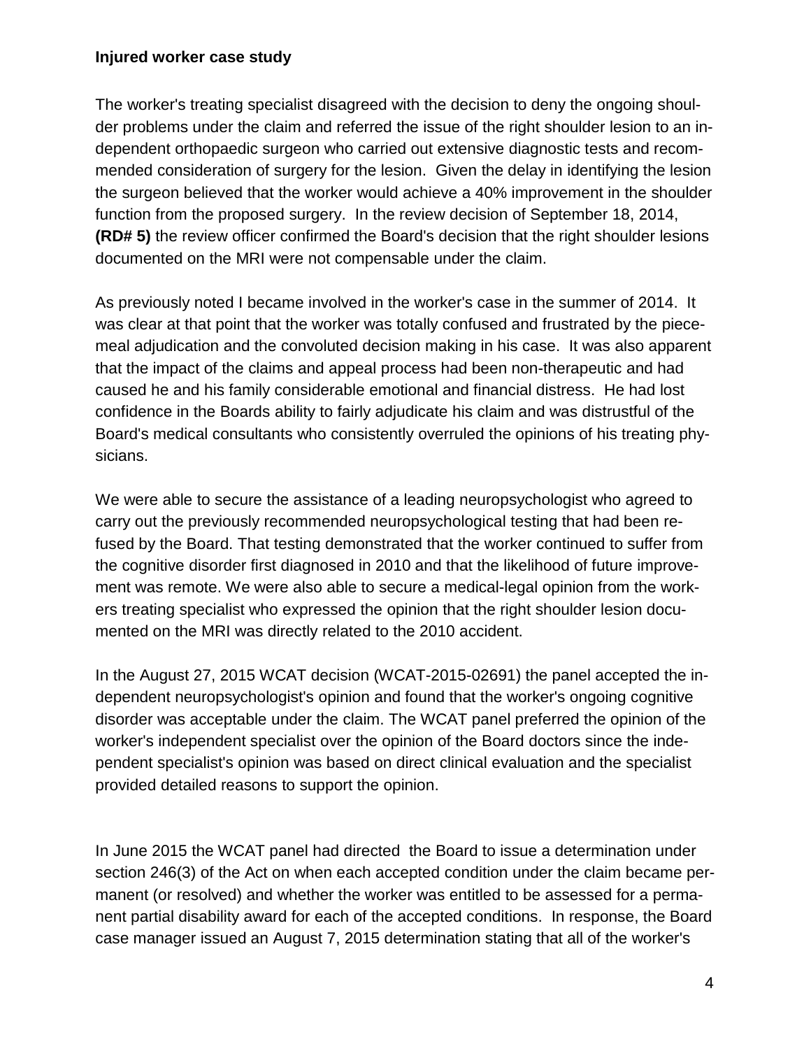**Injured worker case study**

The worker's treating specialist disagreed with the decision to deny the ongoing shoulder problems under the claim and referred the issue of the right shoulder lesion to an independent orthopaedic surgeon who carried out extensive diagnostic tests and recommended consideration of surgery for the lesion. Given the delay in identifying the lesion the surgeon believed that the worker would achieve a 40% improvement in the shoulder function from the proposed surgery. In the review decision of September 18, 2014, **(RD# 5)** the review officer confirmed the Board's decision that the right shoulder lesions documented on the MRI were not compensable under the claim.

As previously noted I became involved in the worker's case in the summer of 2014. It was clear at that point that the worker was totally confused and frustrated by the piecemeal adjudication and the convoluted decision making in his case. It was also apparent that the impact of the claims and appeal process had been non-therapeutic and had caused he and his family considerable emotional and financial distress. He had lost confidence in the Boards ability to fairly adjudicate his claim and was distrustful of the Board's medical consultants who consistently overruled the opinions of his treating physicians.

We were able to secure the assistance of a leading neuropsychologist who agreed to carry out the previously recommended neuropsychological testing that had been refused by the Board. That testing demonstrated that the worker continued to suffer from the cognitive disorder first diagnosed in 2010 and that the likelihood of future improvement was remote. We were also able to secure a medical-legal opinion from the workers treating specialist who expressed the opinion that the right shoulder lesion documented on the MRI was directly related to the 2010 accident.

In the August 27, 2015 WCAT decision (WCAT-2015-02691) the panel accepted the independent neuropsychologist's opinion and found that the worker's ongoing cognitive disorder was acceptable under the claim. The WCAT panel preferred the opinion of the worker's independent specialist over the opinion of the Board doctors since the independent specialist's opinion was based on direct clinical evaluation and the specialist provided detailed reasons to support the opinion.

In June 2015 the WCAT panel had directed the Board to issue a determination under section 246(3) of the Act on when each accepted condition under the claim became permanent (or resolved) and whether the worker was entitled to be assessed for a permanent partial disability award for each of the accepted conditions. In response, the Board case manager issued an August 7, 2015 determination stating that all of the worker's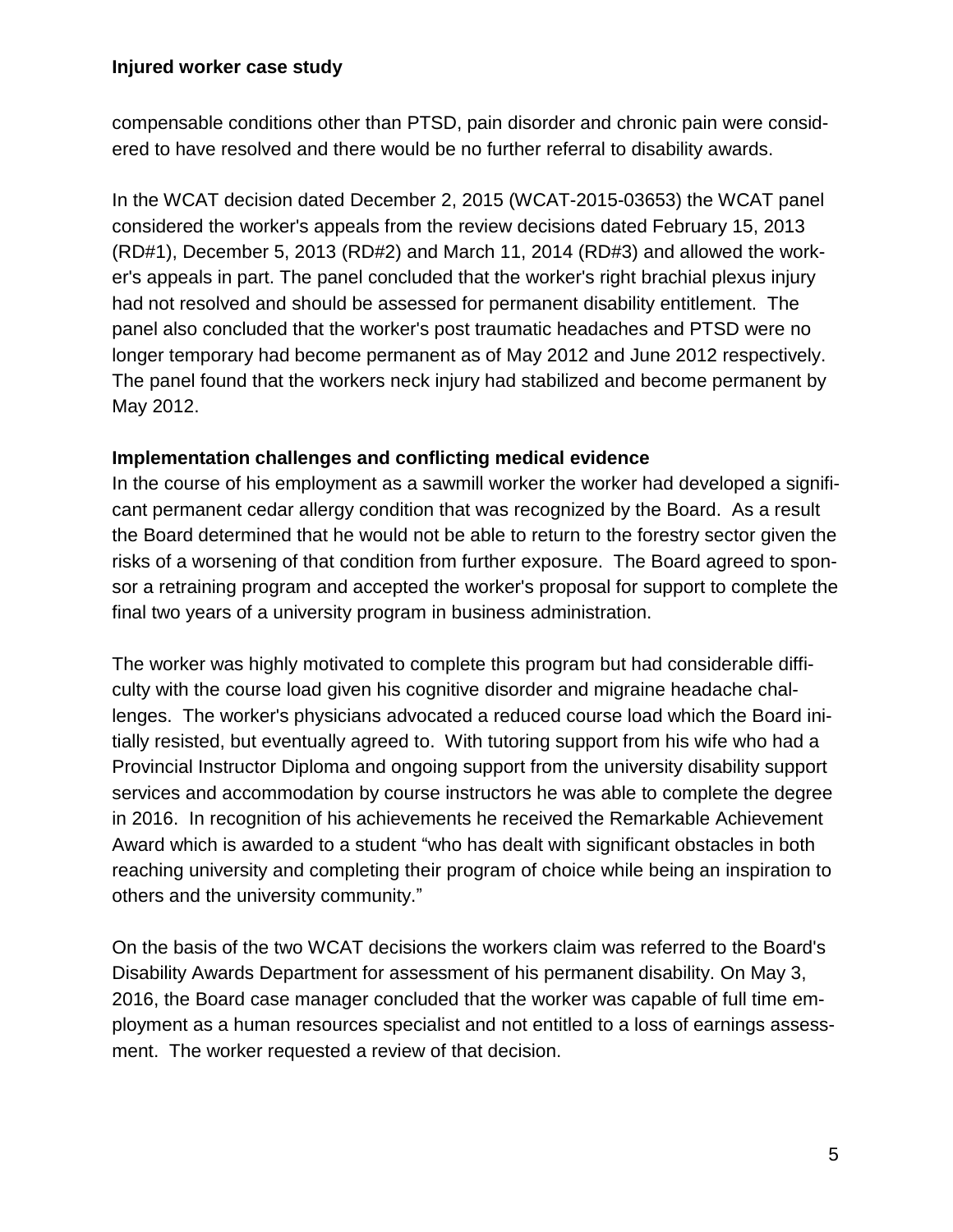compensable conditions other than PTSD, pain disorder and chronic pain were considered to have resolved and there would be no further referral to disability awards.

In the WCAT decision dated December 2, 2015 (WCAT-2015-03653) the WCAT panel considered the worker's appeals from the review decisions dated February 15, 2013 (RD#1), December 5, 2013 (RD#2) and March 11, 2014 (RD#3) and allowed the worker's appeals in part. The panel concluded that the worker's right brachial plexus injury had not resolved and should be assessed for permanent disability entitlement. The panel also concluded that the worker's post traumatic headaches and PTSD were no longer temporary had become permanent as of May 2012 and June 2012 respectively. The panel found that the workers neck injury had stabilized and become permanent by May 2012.

### Implementation challenges and conflicting medical evidence

In the course of his employment as a sawmill worker the worker had developed a significant permanent cedar allergy condition that was recognized by the Board. As a result the Board determined that he would not be able to return to the forestry sector given the risks of a worsening of that condition from further exposure. The Board agreed to sponsor a retraining program and accepted the worker's proposal for support to complete the final two years of a university program in business administration.

The worker was highly motivated to complete this program but had considerable difficulty with the course load given his cognitive disorder and migraine headache challenges. The worker's physicians advocated a reduced course load which the Board initially resisted, but eventually agreed to. With tutoring support from his wife who had a Provincial Instructor Diploma and ongoing support from the university disability support services and accommodation by course instructors he was able to complete the degree in 2016. In recognition of his achievements he received the Remarkable Achievement Award which is awarded to a student "who has dealt with significant obstacles in both reaching university and completing their program of choice while being an inspiration to others and the university community."

On the basis of the two WCAT decisions the workers claim was referred to the Board's Disability Awards Department for assessment of his permanent disability. On May 3, 2016, the Board case manager concluded that the worker was capable of full time employment as a human resources specialist and not entitled to a loss of earnings assessment. The worker requested a review of that decision.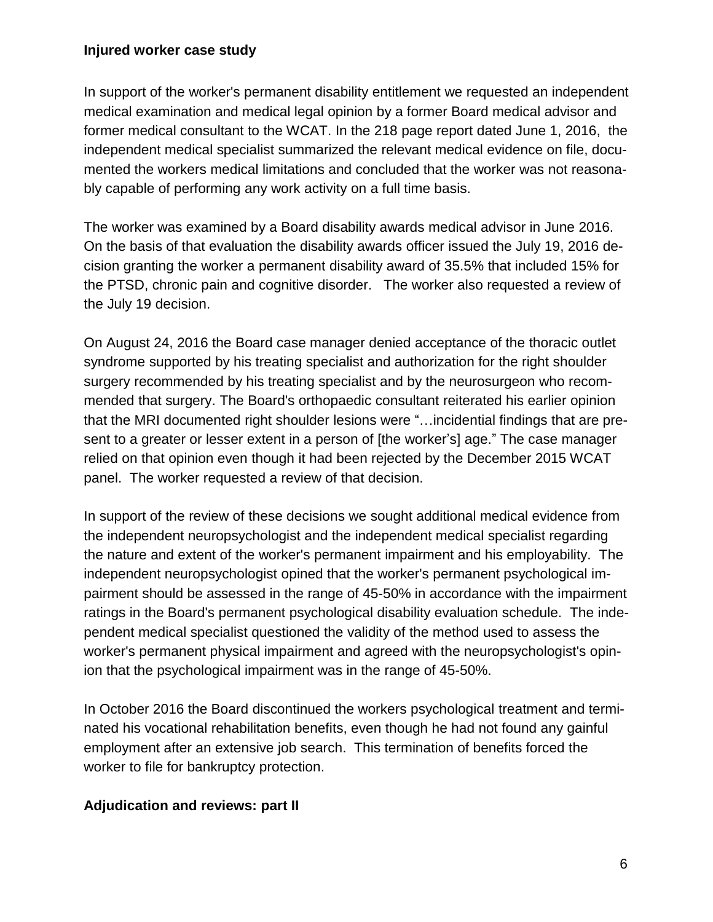**Injured worker case study**

In support of the worker's permanent disability entitlement we requested an independent medical examination and medical legal opinion by a former Board medical advisor and former medical consultant to the WCAT. In the 218 page report dated June 1, 2016, the independent medical specialist summarized the relevant medical evidence on file, documented the workers medical limitations and concluded that the worker was not reasonably capable of performing any work activity on a full time basis.

The worker was examined by a Board disability awards medical advisor in June 2016. On the basis of that evaluation the disability awards officer issued the July 19, 2016 decision granting the worker a permanent disability award of 35.5% that included 15% for the PTSD, chronic pain and cognitive disorder. The worker also requested a review of the July 19 decision.

On August 24, 2016 the Board case manager denied acceptance of the thoracic outlet syndrome supported by his treating specialist and authorization for the right shoulder surgery recommended by his treating specialist and by the neurosurgeon who recommended that surgery. The Board's orthopaedic consultant reiterated his earlier opinion that the MRI documented right shoulder lesions were "…incidential findings that are present to a greater or lesser extent in a person of [the worker's] age." The case manager relied on that opinion even though it had been rejected by the December 2015 WCAT panel. The worker requested a review of that decision.

In support of the review of these decisions we sought additional medical evidence from the independent neuropsychologist and the independent medical specialist regarding the nature and extent of the worker's permanent impairment and his employability. The independent neuropsychologist opined that the worker's permanent psychological impairment should be assessed in the range of 45-50% in accordance with the impairment ratings in the Board's permanent psychological disability evaluation schedule. The independent medical specialist questioned the validity of the method used to assess the worker's permanent physical impairment and agreed with the neuropsychologist's opinion that the psychological impairment was in the range of 45-50%.

In October 2016 the Board discontinued the workers psychological treatment and terminated his vocational rehabilitation benefits, even though he had not found any gainful employment after an extensive job search. This termination of benefits forced the worker to file for bankruptcy protection.

**Adjudication and reviews: part II**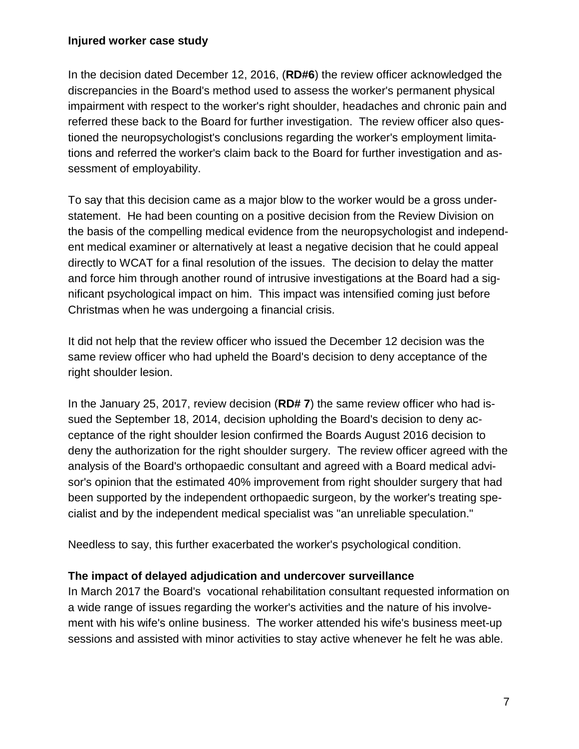**Injured worker case study**

In the decision dated December 12, 2016, (**RD#6**) the review officer acknowledged the discrepancies in the Board's method used to assess the worker's permanent physical impairment with respect to the worker's right shoulder, headaches and chronic pain and referred these back to the Board for further investigation. The review officer also questioned the neuropsychologist's conclusions regarding the worker's employment limitations and referred the worker's claim back to the Board for further investigation and assessment of employability.

To say that this decision came as a major blow to the worker would be a gross understatement. He had been counting on a positive decision from the Review Division on the basis of the compelling medical evidence from the neuropsychologist and independent medical examiner or alternatively at least a negative decision that he could appeal directly to WCAT for a final resolution of the issues. The decision to delay the matter and force him through another round of intrusive investigations at the Board had a significant psychological impact on him. This impact was intensified coming just before Christmas when he was undergoing a financial crisis.

It did not help that the review officer who issued the December 12 decision was the same review officer who had upheld the Board's decision to deny acceptance of the right shoulder lesion.

In the January 25, 2017, review decision (**RD# 7**) the same review officer who had issued the September 18, 2014, decision upholding the Board's decision to deny acceptance of the right shoulder lesion confirmed the Boards August 2016 decision to deny the authorization for the right shoulder surgery. The review officer agreed with the analysis of the Board's orthopaedic consultant and agreed with a Board medical advisor's opinion that the estimated 40% improvement from right shoulder surgery that had been supported by the independent orthopaedic surgeon, by the worker's treating specialist and by the independent medical specialist was "an unreliable speculation."

Needless to say, this further exacerbated the worker's psychological condition.

**The impact of delayed adjudication and undercover surveillance**

In March 2017 the Board's vocational rehabilitation consultant requested information on a wide range of issues regarding the worker's activities and the nature of his involvement with his wife's online business. The worker attended his wife's business meet-up sessions and assisted with minor activities to stay active whenever he felt he was able.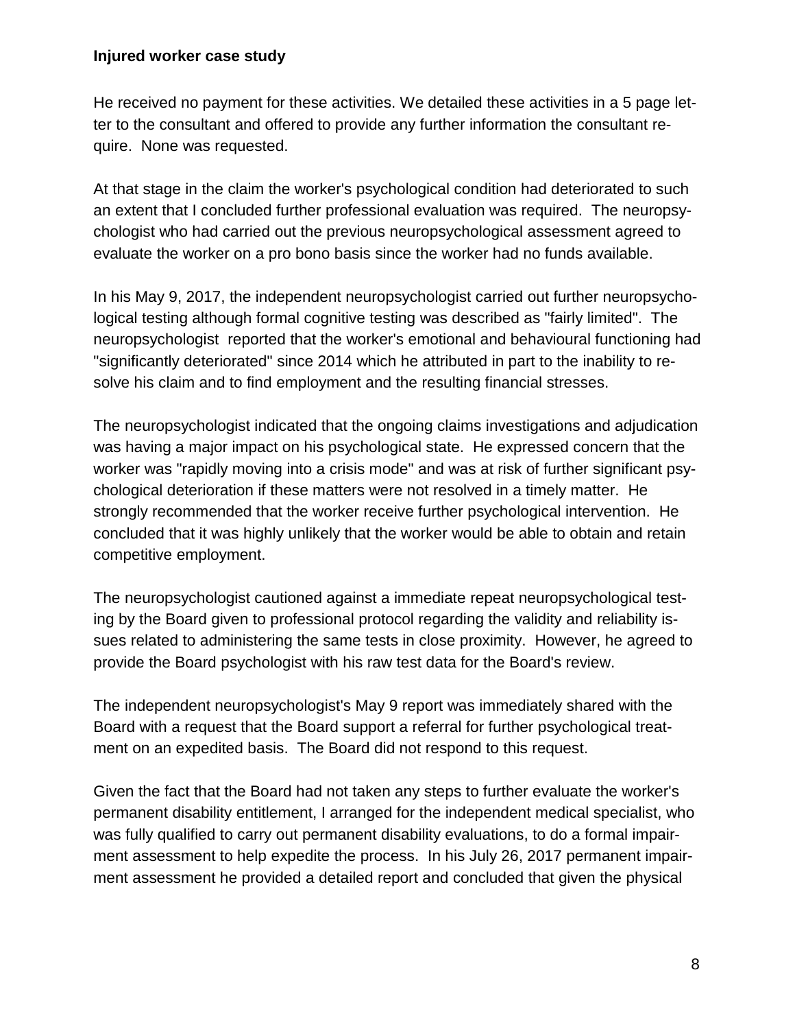**Injured worker case study**

He received no payment for these activities. We detailed these activities in a 5 page letter to the consultant and offered to provide any further information the consultant require. None was requested.

At that stage in the claim the worker's psychological condition had deteriorated to such an extent that I concluded further professional evaluation was required. The neuropsychologist who had carried out the previous neuropsychological assessment agreed to evaluate the worker on a pro bono basis since the worker had no funds available.

In his May 9, 2017, the independent neuropsychologist carried out further neuropsychological testing although formal cognitive testing was described as "fairly limited". The neuropsychologist reported that the worker's emotional and behavioural functioning had "significantly deteriorated" since 2014 which he attributed in part to the inability to resolve his claim and to find employment and the resulting financial stresses.

The neuropsychologist indicated that the ongoing claims investigations and adjudication was having a major impact on his psychological state. He expressed concern that the worker was "rapidly moving into a crisis mode" and was at risk of further significant psychological deterioration if these matters were not resolved in a timely matter. He strongly recommended that the worker receive further psychological intervention. He concluded that it was highly unlikely that the worker would be able to obtain and retain competitive employment.

The neuropsychologist cautioned against a immediate repeat neuropsychological testing by the Board given to professional protocol regarding the validity and reliability issues related to administering the same tests in close proximity. However, he agreed to provide the Board psychologist with his raw test data for the Board's review.

The independent neuropsychologist's May 9 report was immediately shared with the Board with a request that the Board support a referral for further psychological treatment on an expedited basis. The Board did not respond to this request.

Given the fact that the Board had not taken any steps to further evaluate the worker's permanent disability entitlement, I arranged for the independent medical specialist, who was fully qualified to carry out permanent disability evaluations, to do a formal impairment assessment to help expedite the process. In his July 26, 2017 permanent impairment assessment he provided a detailed report and concluded that given the physical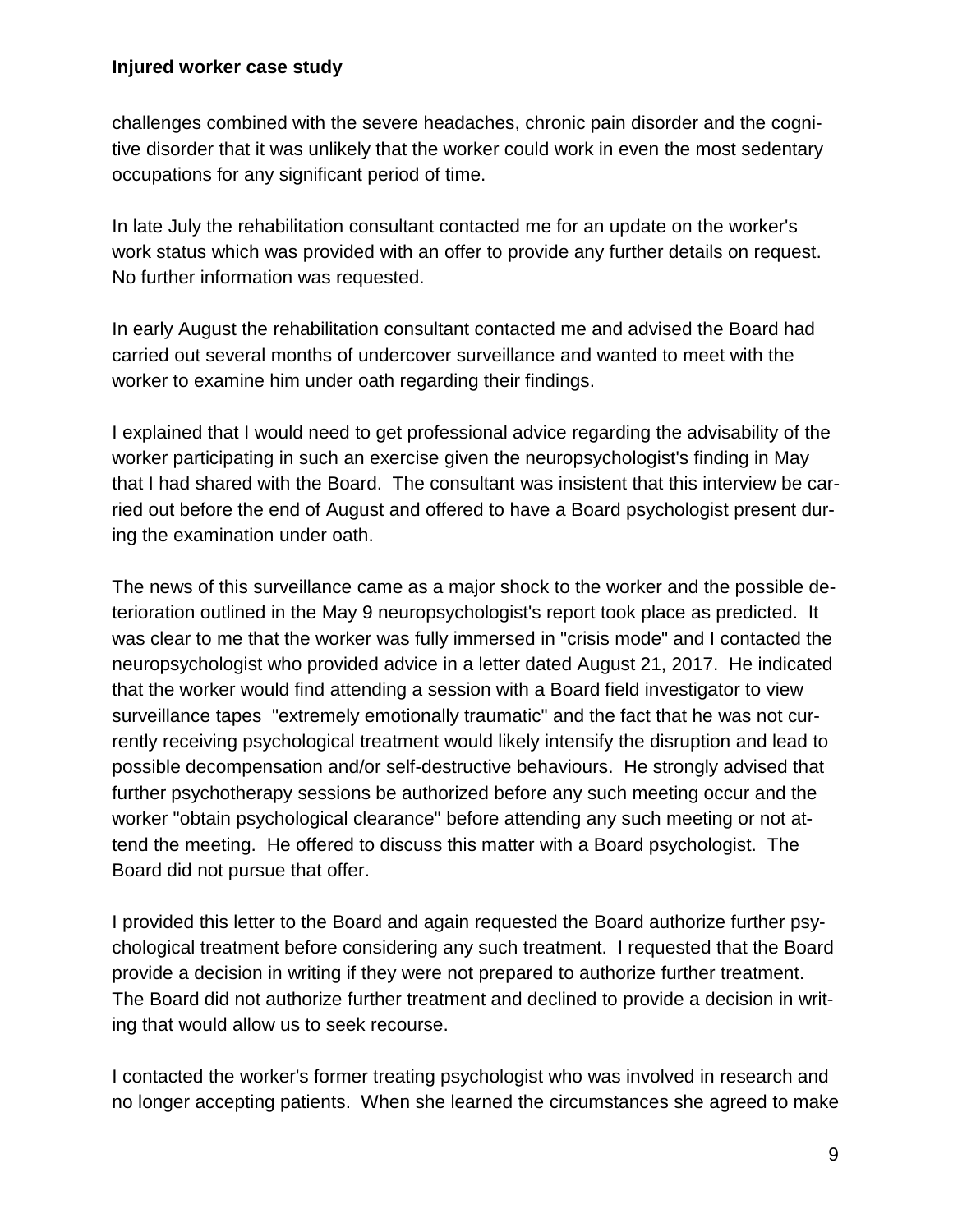challenges combined with the severe headaches, chronic pain disorder and the cognitive disorder that it was unlikely that the worker could work in even the most sedentary occupations for any significant period of time.

In late July the rehabilitation consultant contacted me for an update on the worker's work status which was provided with an offer to provide any further details on request. No further information was requested.

In early August the rehabilitation consultant contacted me and advised the Board had carried out several months of undercover surveillance and wanted to meet with the worker to examine him under oath regarding their findings.

I explained that I would need to get professional advice regarding the advisability of the worker participating in such an exercise given the neuropsychologist's finding in May that I had shared with the Board. The consultant was insistent that this interview be carried out before the end of August and offered to have a Board psychologist present during the examination under oath.

The news of this surveillance came as a major shock to the worker and the possible deterioration outlined in the May 9 neuropsychologist's report took place as predicted. It was clear to me that the worker was fully immersed in "crisis mode" and I contacted the neuropsychologist who provided advice in a letter dated August 21, 2017. He indicated that the worker would find attending a session with a Board field investigator to view surveillance tapes "extremely emotionally traumatic" and the fact that he was not currently receiving psychological treatment would likely intensify the disruption and lead to possible decompensation and/or self-destructive behaviours. He strongly advised that further psychotherapy sessions be authorized before any such meeting occur and the worker "obtain psychological clearance" before attending any such meeting or not attend the meeting. He offered to discuss this matter with a Board psychologist. The Board did not pursue that offer.

I provided this letter to the Board and again requested the Board authorize further psychological treatment before considering any such treatment. I requested that the Board provide a decision in writing if they were not prepared to authorize further treatment. The Board did not authorize further treatment and declined to provide a decision in writing that would allow us to seek recourse.

I contacted the worker's former treating psychologist who was involved in research and no longer accepting patients. When she learned the circumstances she agreed to make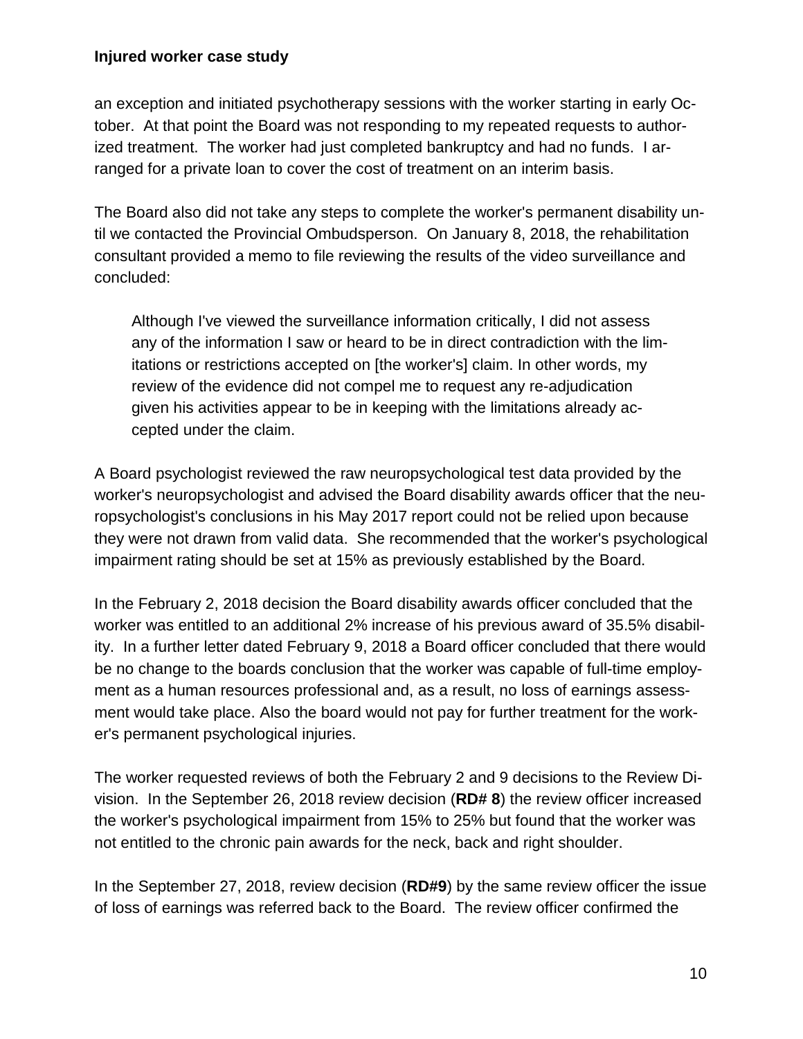an exception and initiated psychotherapy sessions with the worker starting in early October. At that point the Board was not responding to my repeated requests to authorized treatment. The worker had just completed bankruptcy and had no funds. I arranged for a private loan to cover the cost of treatment on an interim basis.

The Board also did not take any steps to complete the worker's permanent disability until we contacted the Provincial Ombudsperson. On January 8, 2018, the rehabilitation consultant provided a memo to file reviewing the results of the video surveillance and concluded:

> Although I've viewed the surveillance information critically, I did not assess any of the information I saw or heard to be in direct contradiction with the limitations or restrictions accepted on [the worker's] claim. In other words, my review of the evidence did not compel me to request any re-adjudication given his activities appear to be in keeping with the limitations already accepted under the claim.

A Board psychologist reviewed the raw neuropsychological test data provided by the worker's neuropsychologist and advised the Board disability awards officer that the neuropsychologist's conclusions in his May 2017 report could not be relied upon because they were not drawn from valid data. She recommended that the worker's psychological impairment rating should be set at 15% as previously established by the Board.

In the February 2, 2018 decision the Board disability awards officer concluded that the worker was entitled to an additional 2% increase of his previous award of 35.5% disability. In a further letter dated February 9, 2018 a Board officer concluded that there would be no change to the boards conclusion that the worker was capable of full-time employment as a human resources professional and, as a result, no loss of earnings assessment would take place. Also the board would not pay for further treatment for the worker's permanent psychological injuries.

The worker requested reviews of both the February 2 and 9 decisions to the Review Division. In the September 26, 2018 review decision (**RD# 8**) the review officer increased the worker's psychological impairment from 15% to 25% but found that the worker was not entitled to the chronic pain awards for the neck, back and right shoulder.

In the September 27, 2018, review decision (**RD#9**) by the same review officer the issue of loss of earnings was referred back to the Board. The review officer confirmed the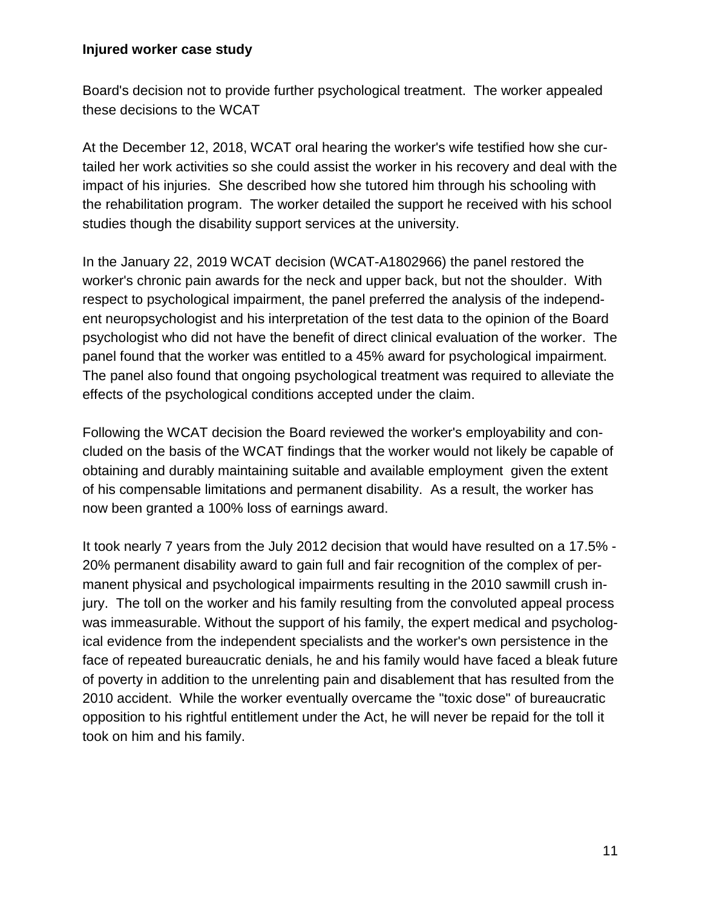**Injured worker case study**

Board's decision not to provide further psychological treatment. The worker appealed these decisions to the WCAT

At the December 12, 2018, WCAT oral hearing the worker's wife testified how she curtailed her work activities so she could assist the worker in his recovery and deal with the impact of his injuries. She described how she tutored him through his schooling with the rehabilitation program. The worker detailed the support he received with his school studies though the disability support services at the university.

In the January 22, 2019 WCAT decision (WCAT-A1802966) the panel restored the worker's chronic pain awards for the neck and upper back, but not the shoulder. With respect to psychological impairment, the panel preferred the analysis of the independent neuropsychologist and his interpretation of the test data to the opinion of the Board psychologist who did not have the benefit of direct clinical evaluation of the worker. The panel found that the worker was entitled to a 45% award for psychological impairment. The panel also found that ongoing psychological treatment was required to alleviate the effects of the psychological conditions accepted under the claim.

Following the WCAT decision the Board reviewed the worker's employability and concluded on the basis of the WCAT findings that the worker would not likely be capable of obtaining and durably maintaining suitable and available employment given the extent of his compensable limitations and permanent disability. As a result, the worker has now been granted a 100% loss of earnings award.

It took nearly 7 years from the July 2012 decision that would have resulted on a 17.5% - 20% permanent disability award to gain full and fair recognition of the complex of permanent physical and psychological impairments resulting in the 2010 sawmill crush injury. The toll on the worker and his family resulting from the convoluted appeal process was immeasurable. Without the support of his family, the expert medical and psychological evidence from the independent specialists and the worker's own persistence in the face of repeated bureaucratic denials, he and his family would have faced a bleak future of poverty in addition to the unrelenting pain and disablement that has resulted from the 2010 accident. While the worker eventually overcame the "toxic dose" of bureaucratic opposition to his rightful entitlement under the Act, he will never be repaid for the toll it took on him and his family.